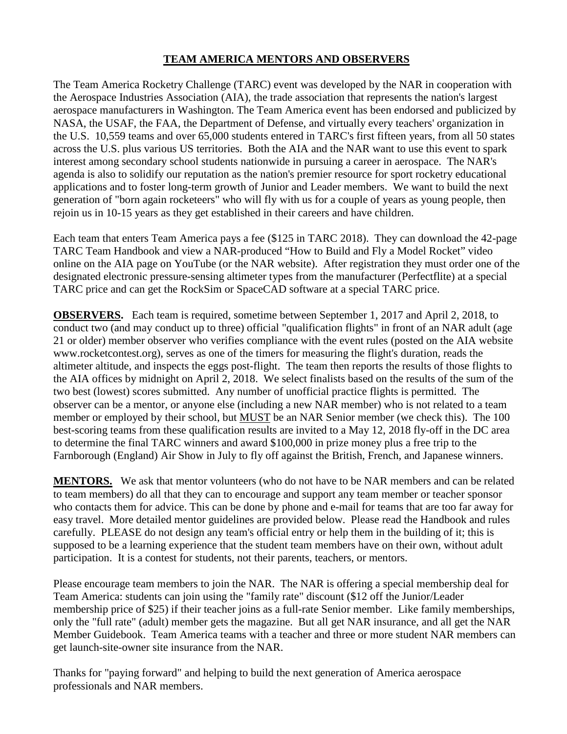# TEAM AMERICA MENTORS AND OBSERVERS

The Team America Rocketry Challenge (TARC) event was developed by the NAR in cooperation with the Aerospace Industries Association (AIA), the trade association that represents the nation's largest aerospace manufacturers in Washington. The Team America event has been endorsed and publicized by NASA, the USAF, the FAA, the Department of Defense, and virtually every teachers' organization in the U.S. 10,559 teams and over 65,000 students entered in TARC's first fifteen years, from all 50 states across the U.S. plus various US territories. Both the AIA and the NAR want to use this event to spark interest among secondary school students nationwide in pursuing a career in aerospace. The NAR's agenda is also to solidify our reputation as the nation's premier resource for sport rocketry educational applications and to foster long-term growth of Junior and Leader members. We want to build the next generation of "born again rocketeers" who will fly with us for a couple of years as young people, then rejoin us in 10-15 years as they get established in their careers and have children.

Each team that enters Team America pays a fee ($125 in TARC 2018). They can download the 42-page TARC Team Handbook and view a NAR-produced "How to Build and Fly a Model Rocket" video online on the AIA page on YouTube (or the NAR website). After registration they must order one of the designated electronic pressure-sensing altimeter types from the manufacturer (Perfectflite) at a special TARC price and can get the RockSim or SpaceCAD software at a special TARC price.

**OBSERVERS.** Each team is required, sometime between September 1, 2017 and April 2, 2018, to conduct two (and may conduct up to three) official "qualification flights" in front of an NAR adult (age 21 or older) member observer who verifies compliance with the event rules (posted on the AIA website www.rocketcontest.org), serves as one of the timers for measuring the flight's duration, reads the altimeter altitude, and inspects the eggs post-flight. The team then reports the results of those flights to the AIA offices by midnight on April 2, 2018. We select finalists based on the results of the sum of the two best (lowest) scores submitted. Any number of unofficial practice flights is permitted. The observer can be a mentor, or anyone else (including a new NAR member) who is not related to a team member or employed by their school, but MUST be an NAR Senior member (we check this). The 100 best-scoring teams from these qualification results are invited to a May 12, 2018 fly-off in the DC area to determine the final TARC winners and award $100,000 in prize money plus a free trip to the Farnborough (England) Air Show in July to fly off against the British, French, and Japanese winners.

**MENTORS.** We ask that mentor volunteers (who do not have to be NAR members and can be related to team members) do all that they can to encourage and support any team member or teacher sponsor who contacts them for advice. This can be done by phone and e-mail for teams that are too far away for easy travel. More detailed mentor guidelines are provided below. Please read the Handbook and rules carefully. PLEASE do not design any team's official entry or help them in the building of it; this is supposed to be a learning experience that the student team members have on their own, without adult participation. It is a contest for students, not their parents, teachers, or mentors.

Please encourage team members to join the NAR. The NAR is offering a special membership deal for Team America: students can join using the "family rate" discount ($12 off the Junior/Leader membership price of $25) if their teacher joins as a full-rate Senior member. Like family memberships, only the "full rate" (adult) member gets the magazine. But all get NAR insurance, and all get the NAR Member Guidebook. Team America teams with a teacher and three or more student NAR members can get launch-site-owner site insurance from the NAR.

Thanks for "paying forward" and helping to build the next generation of America aerospace professionals and NAR members.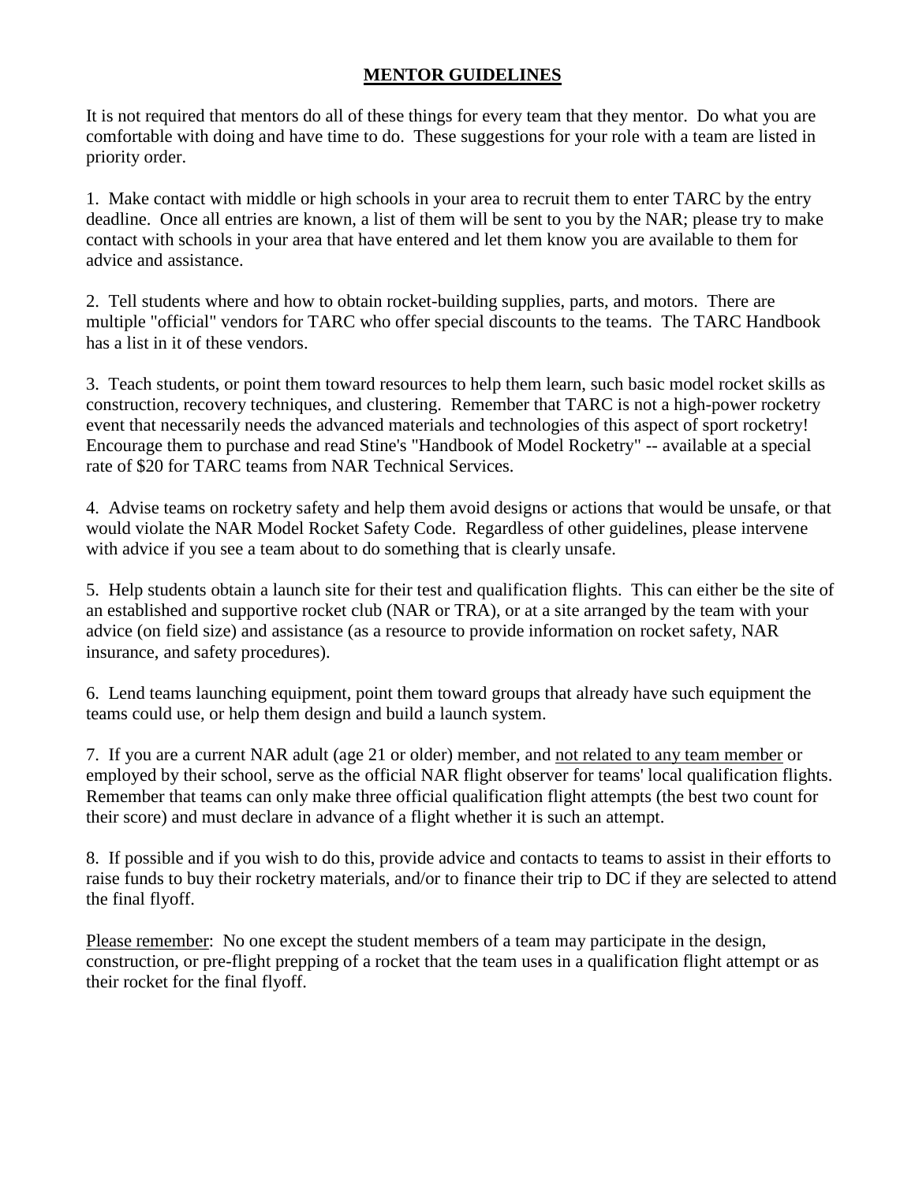# MENTOR GUIDELINES

It is not required that mentors do all of these things for every team that they mentor. Do what you are comfortable with doing and have time to do. These suggestions for your role with a team are listed in priority order.

1. Make contact with middle or high schools in your area to recruit them to enter TARC by the entry deadline. Once all entries are known, a list of them will be sent to you by the NAR; please try to make contact with schools in your area that have entered and let them know you are available to them for advice and assistance.

2. Tell students where and how to obtain rocket-building supplies, parts, and motors. There are multiple "official" vendors for TARC who offer special discounts to the teams. The TARC Handbook has a list in it of these vendors.

3. Teach students, or point them toward resources to help them learn, such basic model rocket skills as construction, recovery techniques, and clustering. Remember that TARC is not a high-power rocketry event that necessarily needs the advanced materials and technologies of this aspect of sport rocketry! Encourage them to purchase and read Stine's "Handbook of Model Rocketry" -- available at a special rate of $20 for TARC teams from NAR Technical Services.

4. Advise teams on rocketry safety and help them avoid designs or actions that would be unsafe, or that would violate the NAR Model Rocket Safety Code. Regardless of other guidelines, please intervene with advice if you see a team about to do something that is clearly unsafe.

5. Help students obtain a launch site for their test and qualification flights. This can either be the site of an established and supportive rocket club (NAR or TRA), or at a site arranged by the team with your advice (on field size) and assistance (as a resource to provide information on rocket safety, NAR insurance, and safety procedures).

6. Lend teams launching equipment, point them toward groups that already have such equipment the teams could use, or help them design and build a launch system.

7. If you are a current NAR adult (age 21 or older) member, and <u>not related to any team member</u> or employed by their school, serve as the official NAR flight observer for teams' local qualification flights. Remember that teams can only make three official qualification flight attempts (the best two count for their score) and must declare in advance of a flight whether it is such an attempt.

8. If possible and if you wish to do this, provide advice and contacts to teams to assist in their efforts to raise funds to buy their rocketry materials, and/or to finance their trip to DC if they are selected to attend the final flyoff.

<u>Please remember</u>: No one except the student members of a team may participate in the design, construction, or pre-flight prepping of a rocket that the team uses in a qualification flight attempt or as their rocket for the final flyoff.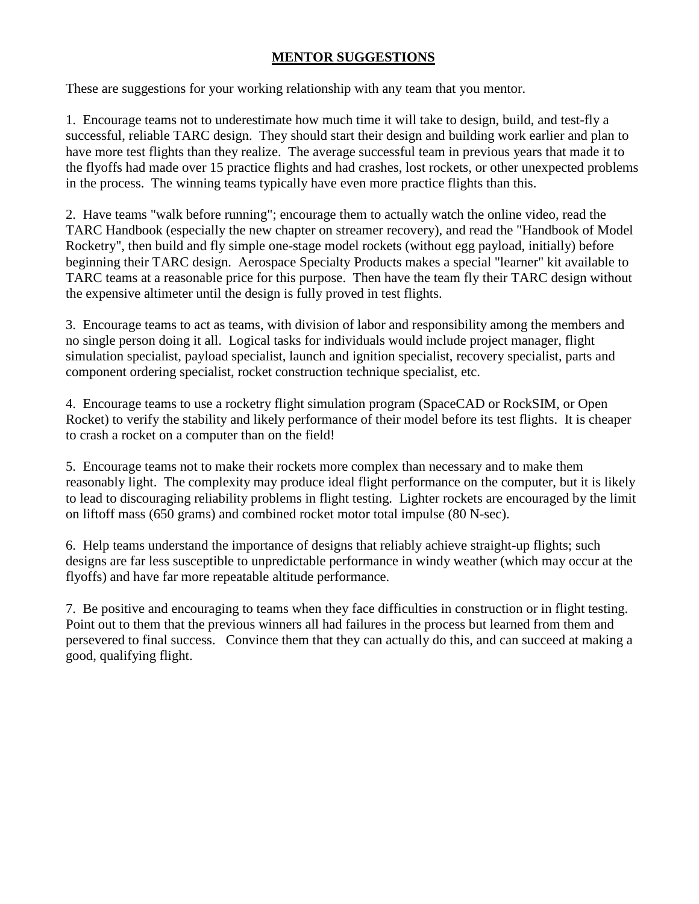## MENTOR SUGGESTIONS

These are suggestions for your working relationship with any team that you mentor.

1. Encourage teams not to underestimate how much time it will take to design, build, and test-fly a successful, reliable TARC design. They should start their design and building work earlier and plan to have more test flights than they realize. The average successful team in previous years that made it to the flyoffs had made over 15 practice flights and had crashes, lost rockets, or other unexpected problems in the process. The winning teams typically have even more practice flights than this.

2. Have teams "walk before running"; encourage them to actually watch the online video, read the TARC Handbook (especially the new chapter on streamer recovery), and read the "Handbook of Model Rocketry", then build and fly simple one-stage model rockets (without egg payload, initially) before beginning their TARC design. Aerospace Specialty Products makes a special "learner" kit available to TARC teams at a reasonable price for this purpose. Then have the team fly their TARC design without the expensive altimeter until the design is fully proved in test flights.

3. Encourage teams to act as teams, with division of labor and responsibility among the members and no single person doing it all. Logical tasks for individuals would include project manager, flight simulation specialist, payload specialist, launch and ignition specialist, recovery specialist, parts and component ordering specialist, rocket construction technique specialist, etc.

4. Encourage teams to use a rocketry flight simulation program (SpaceCAD or RockSIM, or Open Rocket) to verify the stability and likely performance of their model before its test flights. It is cheaper to crash a rocket on a computer than on the field!

5. Encourage teams not to make their rockets more complex than necessary and to make them reasonably light. The complexity may produce ideal flight performance on the computer, but it is likely to lead to discouraging reliability problems in flight testing. Lighter rockets are encouraged by the limit on liftoff mass (650 grams) and combined rocket motor total impulse (80 N-sec).

6. Help teams understand the importance of designs that reliably achieve straight-up flights; such designs are far less susceptible to unpredictable performance in windy weather (which may occur at the flyoffs) and have far more repeatable altitude performance.

7. Be positive and encouraging to teams when they face difficulties in construction or in flight testing. Point out to them that the previous winners all had failures in the process but learned from them and persevered to final success. Convince them that they can actually do this, and can succeed at making a good, qualifying flight.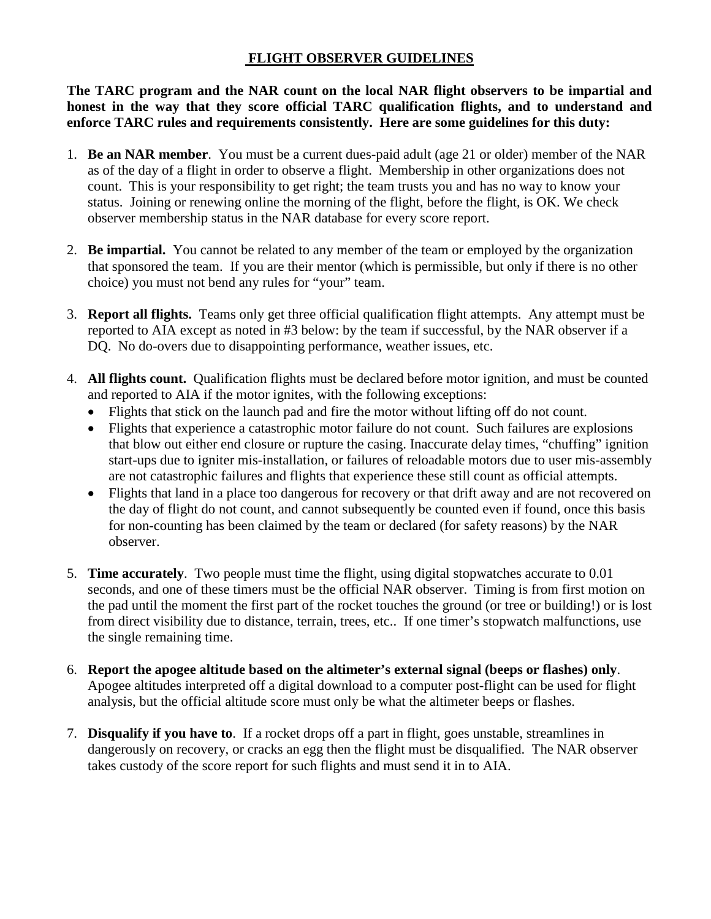## FLIGHT OBSERVER GUIDELINES

**The TARC program and the NAR count on the local NAR flight observers to be impartial and honest in the way that they score official TARC qualification flights, and to understand and enforce TARC rules and requirements consistently. Here are some guidelines for this duty:**

1. **Be an NAR member**. You must be a current dues-paid adult (age 21 or older) member of the NAR as of the day of a flight in order to observe a flight. Membership in other organizations does not count. This is your responsibility to get right; the team trusts you and has no way to know your status. Joining or renewing online the morning of the flight, before the flight, is OK. We check observer membership status in the NAR database for every score report.

2. **Be impartial.** You cannot be related to any member of the team or employed by the organization that sponsored the team. If you are their mentor (which is permissible, but only if there is no other choice) you must not bend any rules for "your" team.

3. **Report all flights.** Teams only get three official qualification flight attempts. Any attempt must be reported to AIA except as noted in #3 below: by the team if successful, by the NAR observer if a DQ. No do-overs due to disappointing performance, weather issues, etc.

4. **All flights count.** Qualification flights must be declared before motor ignition, and must be counted and reported to AIA if the motor ignites, with the following exceptions:
   - Flights that stick on the launch pad and fire the motor without lifting off do not count.
   - Flights that experience a catastrophic motor failure do not count. Such failures are explosions that blow out either end closure or rupture the casing. Inaccurate delay times, "chuffing" ignition start-ups due to igniter mis-installation, or failures of reloadable motors due to user mis-assembly are not catastrophic failures and flights that experience these still count as official attempts.
   - Flights that land in a place too dangerous for recovery or that drift away and are not recovered on the day of flight do not count, and cannot subsequently be counted even if found, once this basis for non-counting has been claimed by the team or declared (for safety reasons) by the NAR observer.

5. **Time accurately**. Two people must time the flight, using digital stopwatches accurate to 0.01 seconds, and one of these timers must be the official NAR observer. Timing is from first motion on the pad until the moment the first part of the rocket touches the ground (or tree or building!) or is lost from direct visibility due to distance, terrain, trees, etc.. If one timer's stopwatch malfunctions, use the single remaining time.

6. **Report the apogee altitude based on the altimeter's external signal (beeps or flashes) only**. Apogee altitudes interpreted off a digital download to a computer post-flight can be used for flight analysis, but the official altitude score must only be what the altimeter beeps or flashes.

7. **Disqualify if you have to**. If a rocket drops off a part in flight, goes unstable, streamlines in dangerously on recovery, or cracks an egg then the flight must be disqualified. The NAR observer takes custody of the score report for such flights and must send it in to AIA.